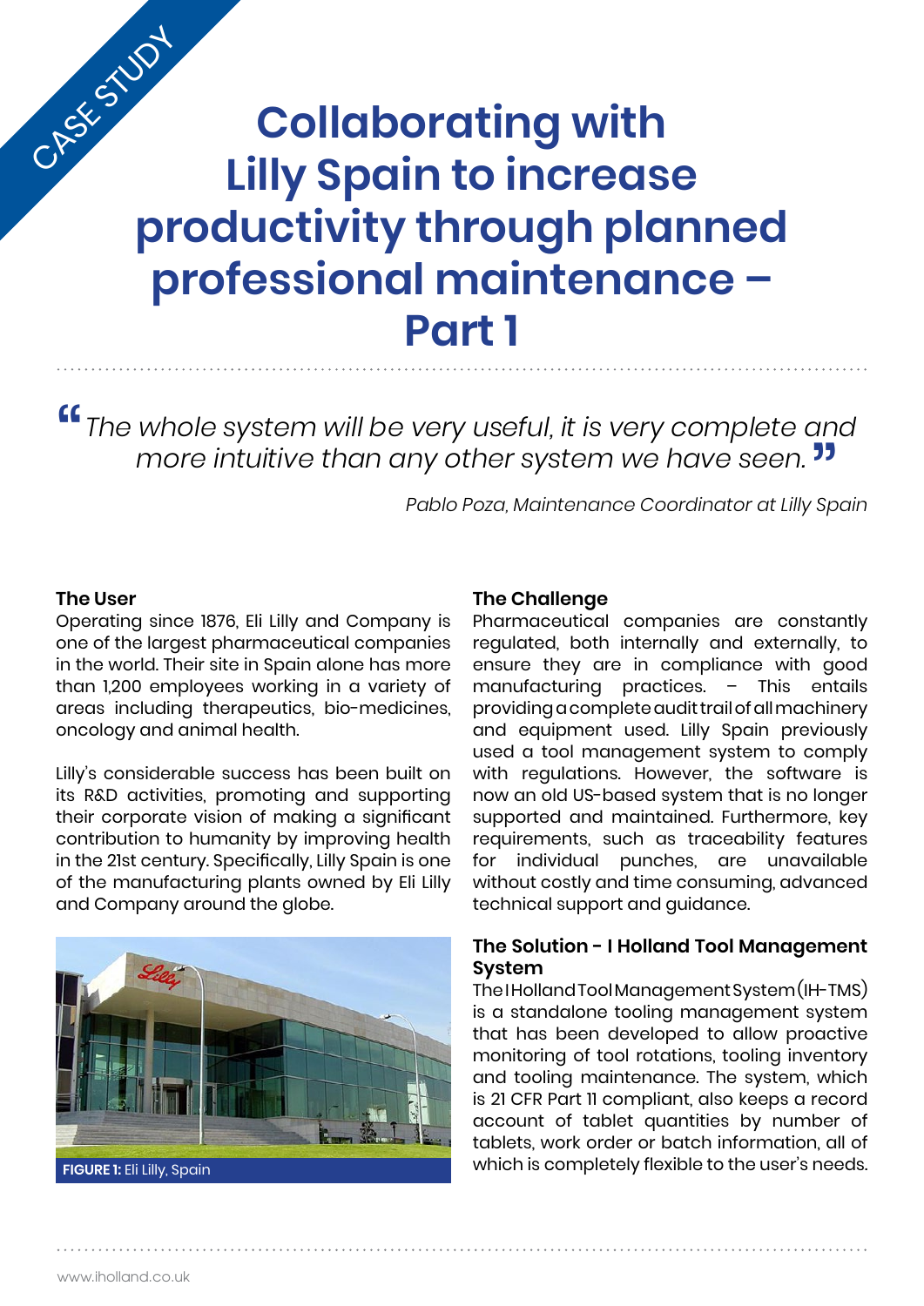CASE STUDY

# Collaborating with Lilly Spain to increase productivity through planned professional maintenance – Part 1

> *"The whole system will be very useful, it is very complete and more intuitive than any other system we have seen."*
>
> *Pablo Poza, Maintenance Coordinator at Lilly Spain*

### The User

Operating since 1876, Eli Lilly and Company is one of the largest pharmaceutical companies in the world. Their site in Spain alone has more than 1,200 employees working in a variety of areas including therapeutics, bio-medicines, oncology and animal health.

Lilly's considerable success has been built on its R&D activities, promoting and supporting their corporate vision of making a significant contribution to humanity by improving health in the 21st century. Specifically, Lilly Spain is one of the manufacturing plants owned by Eli Lilly and Company around the globe.

**FIGURE 1:** Eli Lilly, Spain

### The Challenge

Pharmaceutical companies are constantly regulated, both internally and externally, to ensure they are in compliance with good manufacturing practices. – This entails providing a complete audit trail of all machinery and equipment used. Lilly Spain previously used a tool management system to comply with regulations. However, the software is now an old US-based system that is no longer supported and maintained. Furthermore, key requirements, such as traceability features for individual punches, are unavailable without costly and time consuming, advanced technical support and guidance.

### The Solution - I Holland Tool Management System

The I Holland Tool Management System (IH-TMS) is a standalone tooling management system that has been developed to allow proactive monitoring of tool rotations, tooling inventory and tooling maintenance. The system, which is 21 CFR Part 11 compliant, also keeps a record account of tablet quantities by number of tablets, work order or batch information, all of which is completely flexible to the user's needs.

www.iholland.co.uk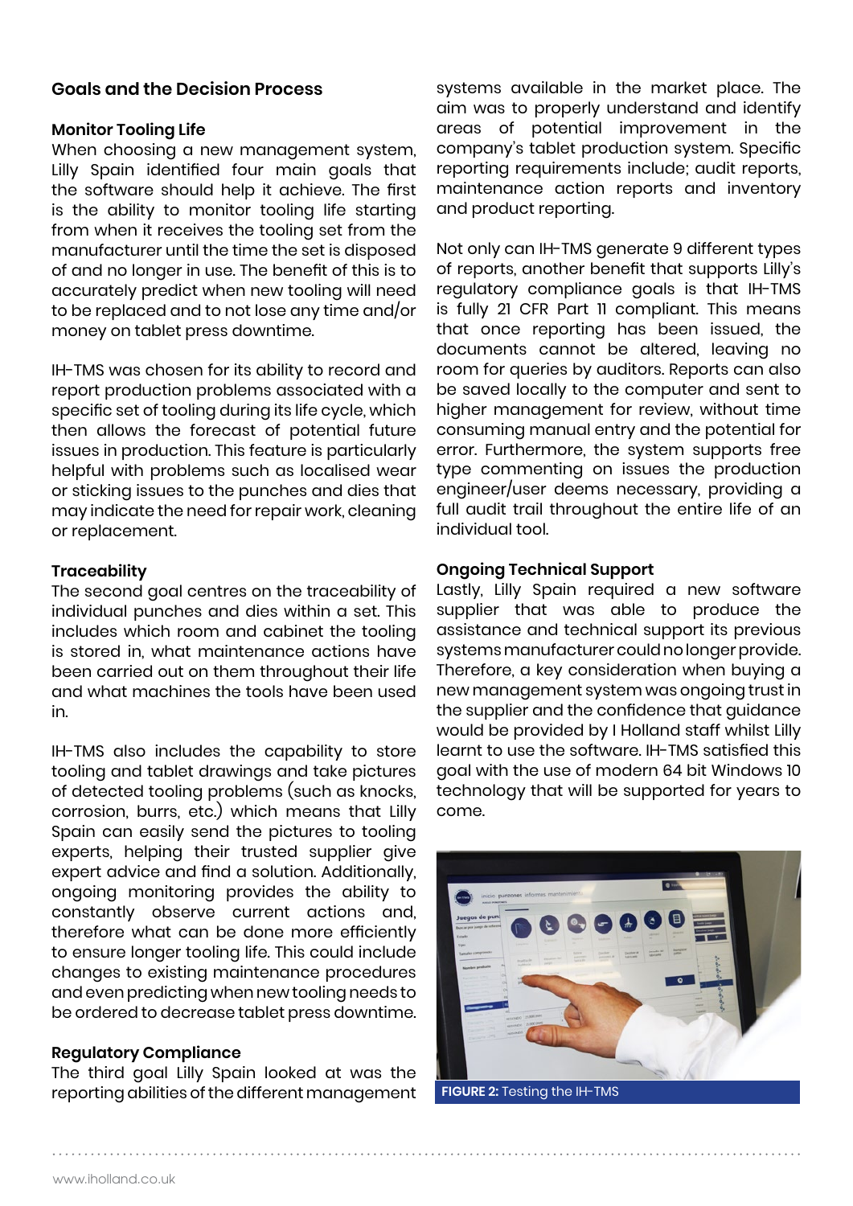## Goals and the Decision Process

### Monitor Tooling Life

When choosing a new management system, Lilly Spain identified four main goals that the software should help it achieve. The first is the ability to monitor tooling life starting from when it receives the tooling set from the manufacturer until the time the set is disposed of and no longer in use. The benefit of this is to accurately predict when new tooling will need to be replaced and to not lose any time and/or money on tablet press downtime.

IH-TMS was chosen for its ability to record and report production problems associated with a specific set of tooling during its life cycle, which then allows the forecast of potential future issues in production. This feature is particularly helpful with problems such as localised wear or sticking issues to the punches and dies that may indicate the need for repair work, cleaning or replacement.

### Traceability

The second goal centres on the traceability of individual punches and dies within a set. This includes which room and cabinet the tooling is stored in, what maintenance actions have been carried out on them throughout their life and what machines the tools have been used in.

IH-TMS also includes the capability to store tooling and tablet drawings and take pictures of detected tooling problems (such as knocks, corrosion, burrs, etc.) which means that Lilly Spain can easily send the pictures to tooling experts, helping their trusted supplier give expert advice and find a solution. Additionally, ongoing monitoring provides the ability to constantly observe current actions and, therefore what can be done more efficiently to ensure longer tooling life. This could include changes to existing maintenance procedures and even predicting when new tooling needs to be ordered to decrease tablet press downtime.

### Regulatory Compliance

The third goal Lilly Spain looked at was the reporting abilities of the different management systems available in the market place. The aim was to properly understand and identify areas of potential improvement in the company's tablet production system. Specific reporting requirements include; audit reports, maintenance action reports and inventory and product reporting.

Not only can IH-TMS generate 9 different types of reports, another benefit that supports Lilly's regulatory compliance goals is that IH-TMS is fully 21 CFR Part 11 compliant. This means that once reporting has been issued, the documents cannot be altered, leaving no room for queries by auditors. Reports can also be saved locally to the computer and sent to higher management for review, without time consuming manual entry and the potential for error. Furthermore, the system supports free type commenting on issues the production engineer/user deems necessary, providing a full audit trail throughout the entire life of an individual tool.

### Ongoing Technical Support

Lastly, Lilly Spain required a new software supplier that was able to produce the assistance and technical support its previous systems manufacturer could no longer provide. Therefore, a key consideration when buying a new management system was ongoing trust in the supplier and the confidence that guidance would be provided by I Holland staff whilst Lilly learnt to use the software. IH-TMS satisfied this goal with the use of modern 64 bit Windows 10 technology that will be supported for years to come.

**FIGURE 2:** Testing the IH-TMS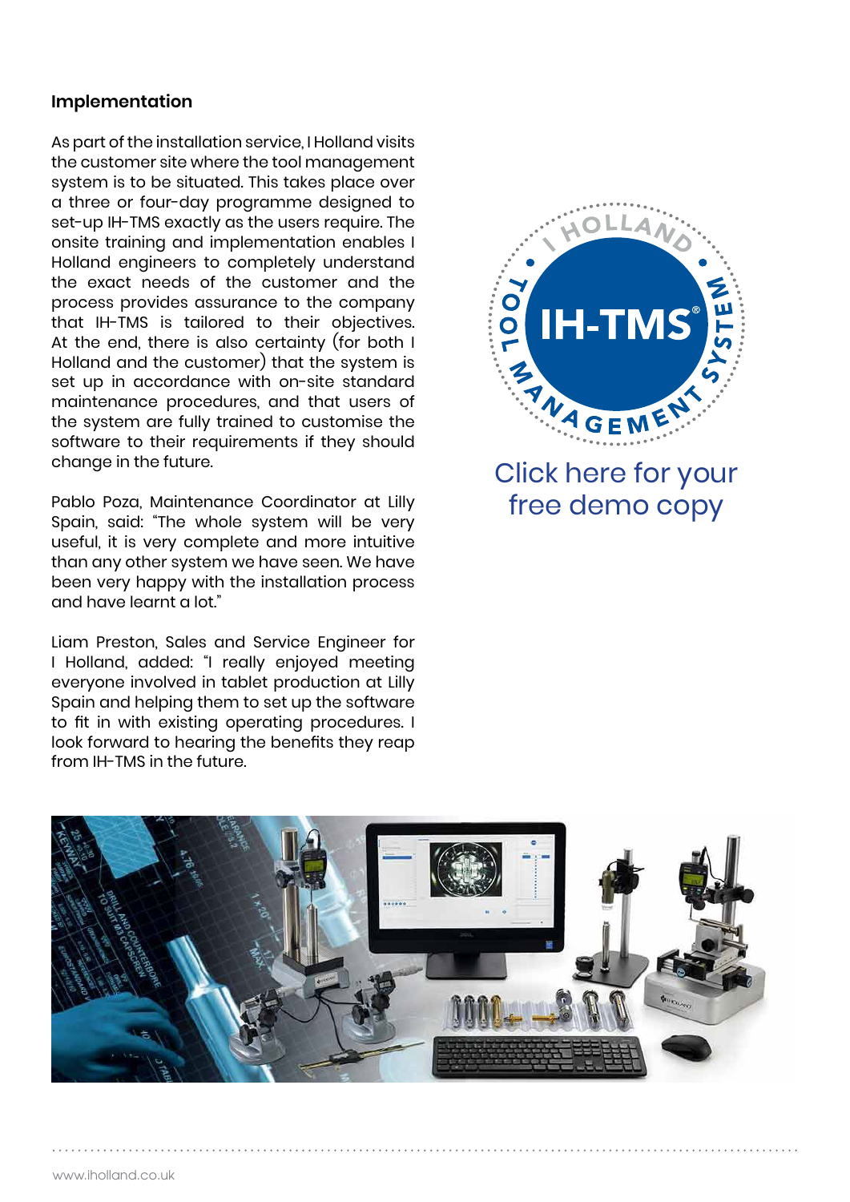## Implementation

As part of the installation service, I Holland visits the customer site where the tool management system is to be situated. This takes place over a three or four-day programme designed to set-up IH-TMS exactly as the users require. The onsite training and implementation enables I Holland engineers to completely understand the exact needs of the customer and the process provides assurance to the company that IH-TMS is tailored to their objectives. At the end, there is also certainty (for both I Holland and the customer) that the system is set up in accordance with on-site standard maintenance procedures, and that users of the system are fully trained to customise the software to their requirements if they should change in the future.

Pablo Poza, Maintenance Coordinator at Lilly Spain, said: "The whole system will be very useful, it is very complete and more intuitive than any other system we have seen. We have been very happy with the installation process and have learnt a lot."

Liam Preston, Sales and Service Engineer for I Holland, added: "I really enjoyed meeting everyone involved in tablet production at Lilly Spain and helping them to set up the software to fit in with existing operating procedures. I look forward to hearing the benefits they reap from IH-TMS in the future.

Click here for your free demo copy

www.iholland.co.uk